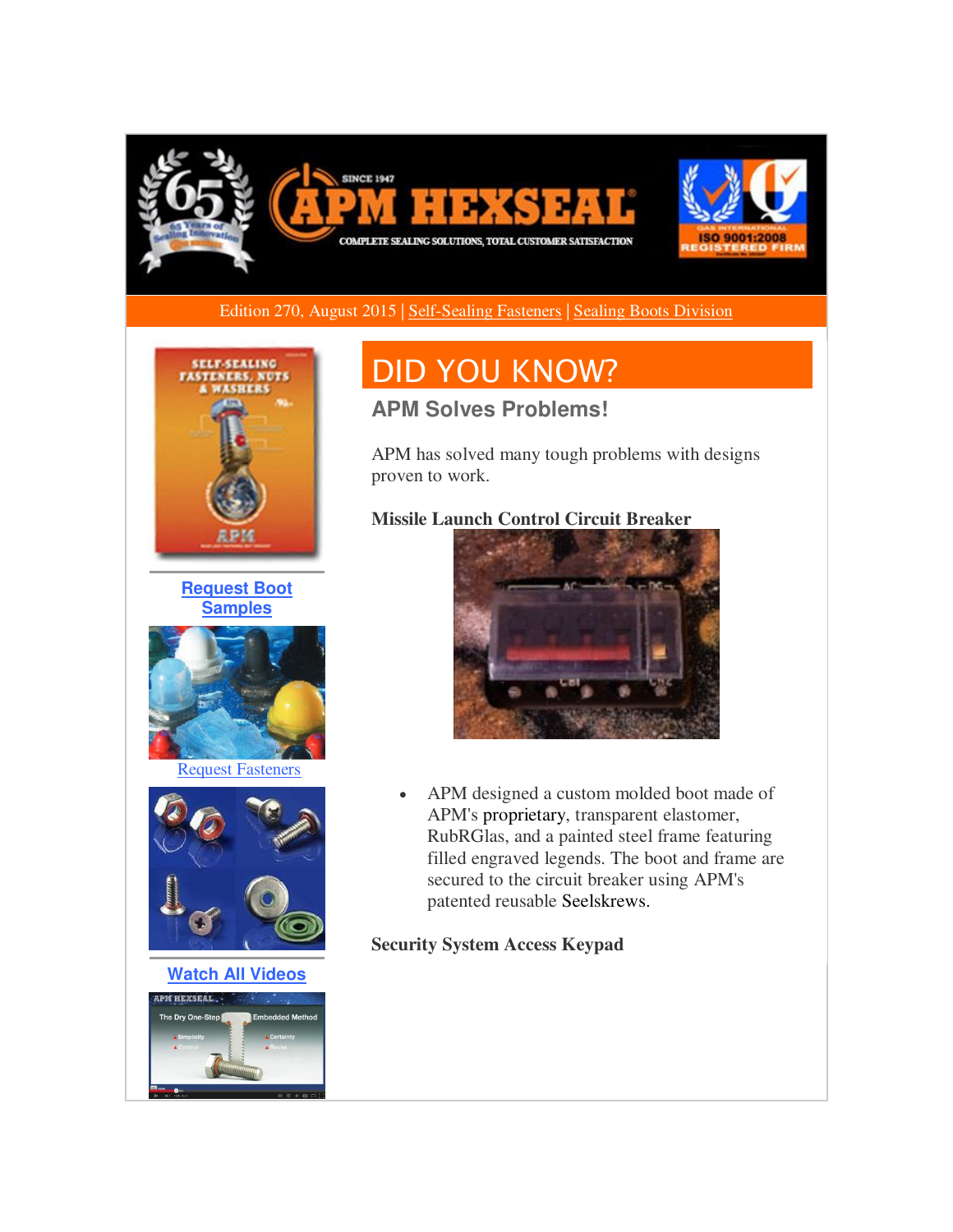Edition 270, August 2015 | Self-Sealing Fasteners | Sealing Boots Division

Request Boot Samples

Request Fasteners

Watch All Videos

# DID YOU KNOW?

## APM Solves Problems!

APM has solved many tough problems with designs proven to work.

**Missile Launch Control Circuit Breaker**

- APM designed a custom molded boot made of APM's proprietary, transparent elastomer, RubRGlas, and a painted steel frame featuring filled engraved legends. The boot and frame are secured to the circuit breaker using APM's patented reusable Seelskrews.

**Security System Access Keypad**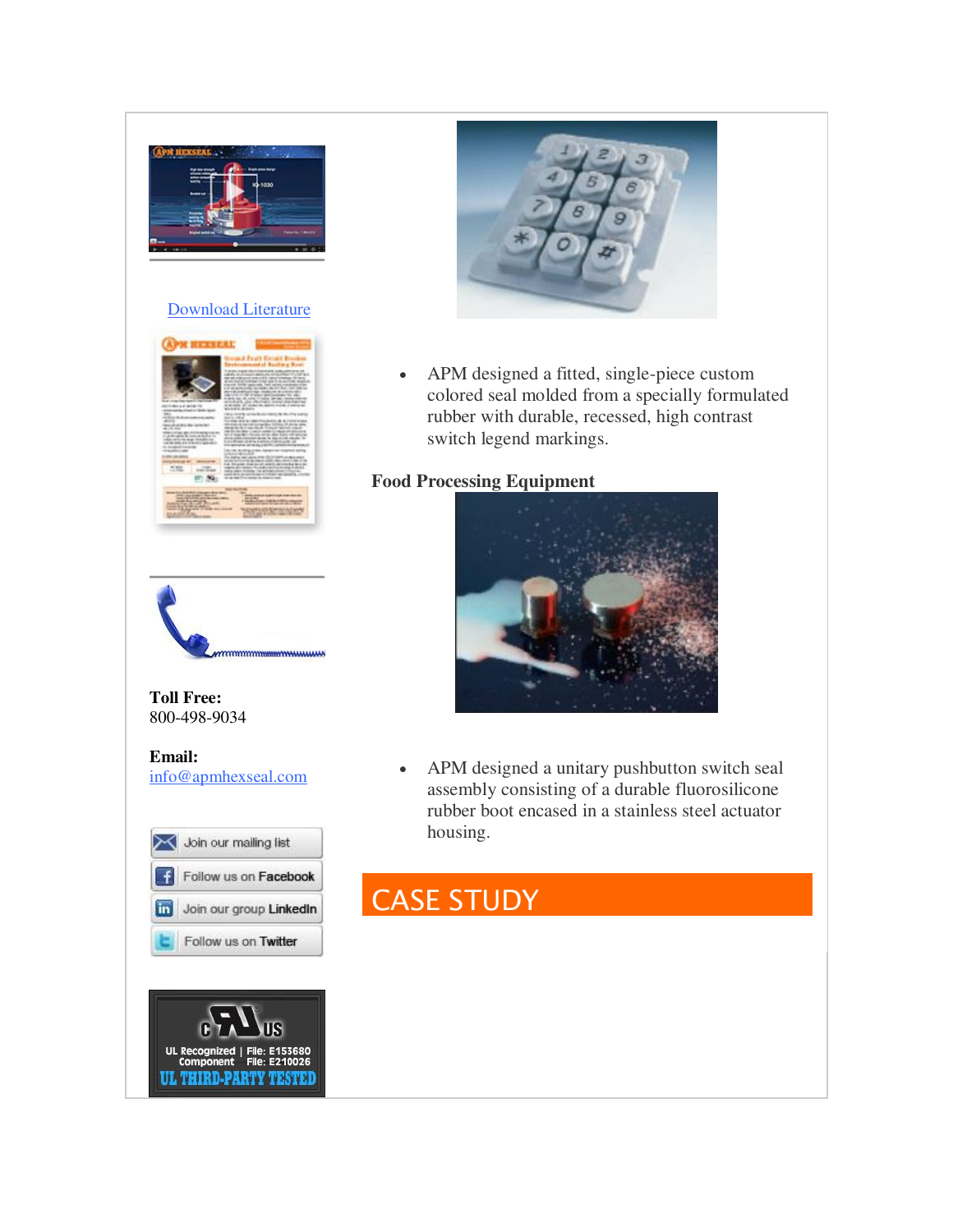[Download Literature](#)

**Toll Free:**
800-498-9034

**Email:**
[info@apmhexseal.com](mailto:info@apmhexseal.com)

Join our mailing list

Follow us on Facebook

Join our group LinkedIn

Follow us on Twitter

- APM designed a fitted, single-piece custom colored seal molded from a specially formulated rubber with durable, recessed, high contrast switch legend markings.

**Food Processing Equipment**

- APM designed a unitary pushbutton switch seal assembly consisting of a durable fluorosilicone rubber boot encased in a stainless steel actuator housing.

## CASE STUDY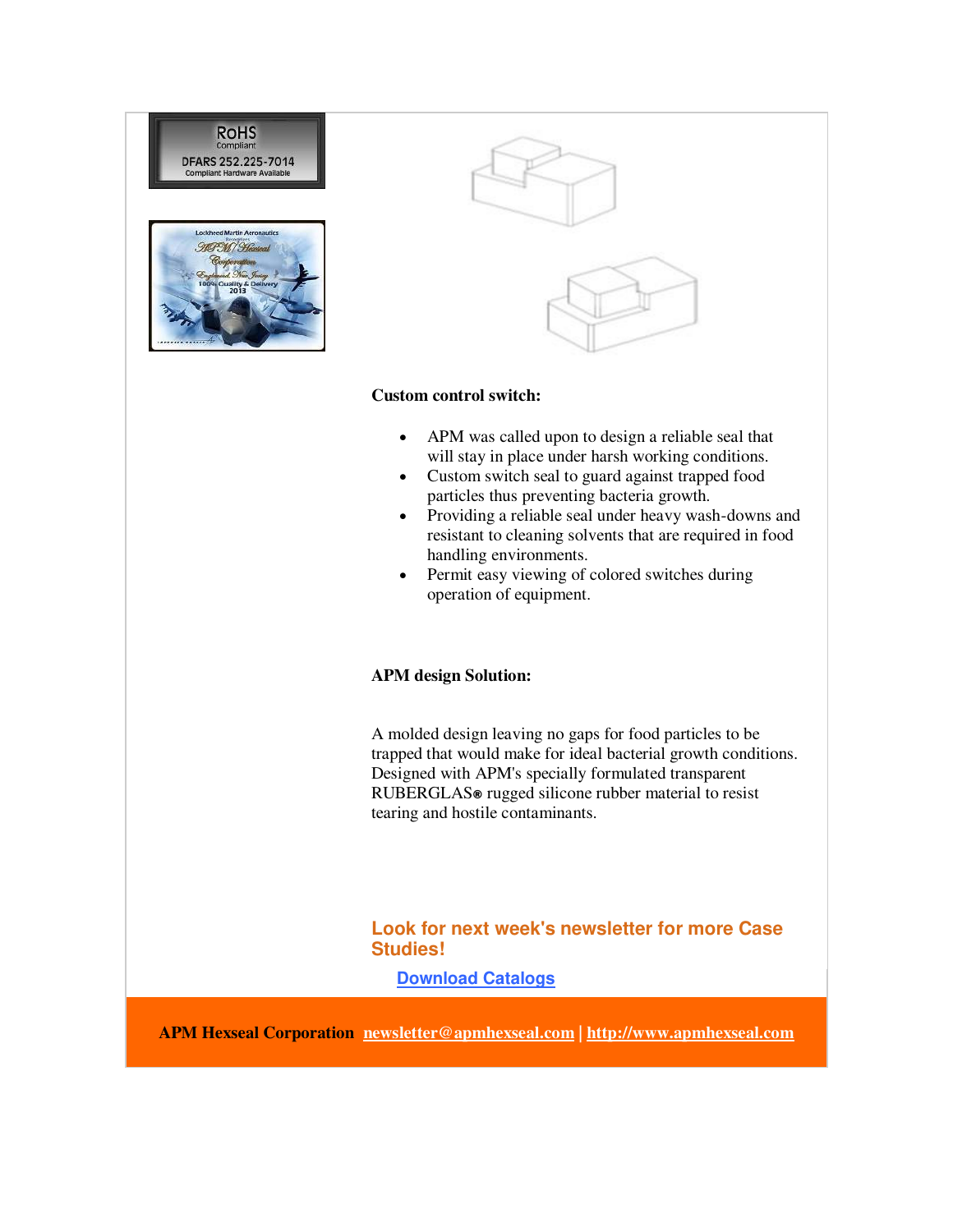**Custom control switch:**

- APM was called upon to design a reliable seal that will stay in place under harsh working conditions.
- Custom switch seal to guard against trapped food particles thus preventing bacteria growth.
- Providing a reliable seal under heavy wash-downs and resistant to cleaning solvents that are required in food handling environments.
- Permit easy viewing of colored switches during operation of equipment.

**APM design Solution:**

A molded design leaving no gaps for food particles to be trapped that would make for ideal bacterial growth conditions. Designed with APM's specially formulated transparent RUBERGLAS® rugged silicone rubber material to resist tearing and hostile contaminants.

**Look for next week's newsletter for more Case Studies!**

[Download Catalogs]

**APM Hexseal Corporation** newsletter@apmhexseal.com | http://www.apmhexseal.com